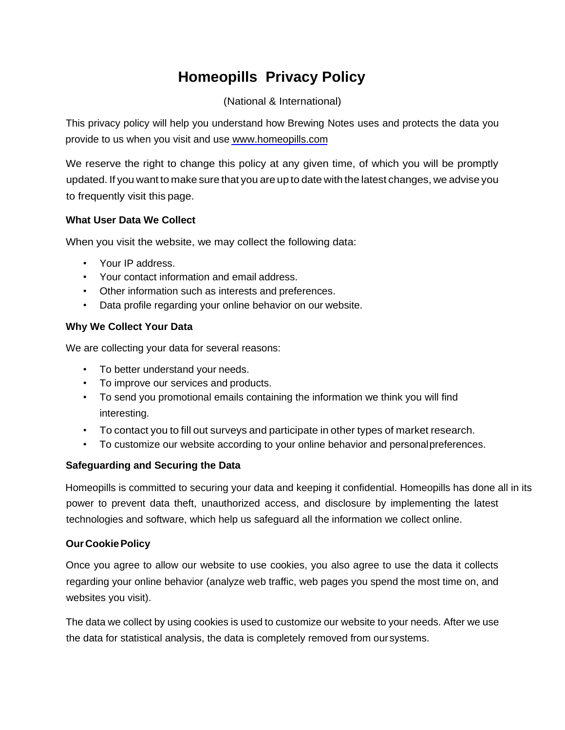# Homeopills Privacy Policy

(National & International)

This privacy policy will help you understand how Brewing Notes uses and protects the data you provide to us when you visit and use www.homeopills.com

We reserve the right to change this policy at any given time, of which you will be promptly updated. If you want to make sure that you are up to date with the latest changes, we advise you to frequently visit this page.

### What User Data We Collect

When you visit the website, we may collect the following data:

- Your IP address.
- Your contact information and email address.
- Other information such as interests and preferences.
- Data profile regarding your online behavior on our website.

### Why We Collect Your Data

We are collecting your data for several reasons:

- To better understand your needs.
- To improve our services and products.
- To send you promotional emails containing the information we think you will find interesting.
- To contact you to fill out surveys and participate in other types of market research.
- To customize our website according to your online behavior and personal preferences.

### Safeguarding and Securing the Data

Homeopills is committed to securing your data and keeping it confidential. Homeopills has done all in its power to prevent data theft, unauthorized access, and disclosure by implementing the latest technologies and software, which help us safeguard all the information we collect online.

### Our Cookie Policy

Once you agree to allow our website to use cookies, you also agree to use the data it collects regarding your online behavior (analyze web traffic, web pages you spend the most time on, and websites you visit).

The data we collect by using cookies is used to customize our website to your needs. After we use the data for statistical analysis, the data is completely removed from our systems.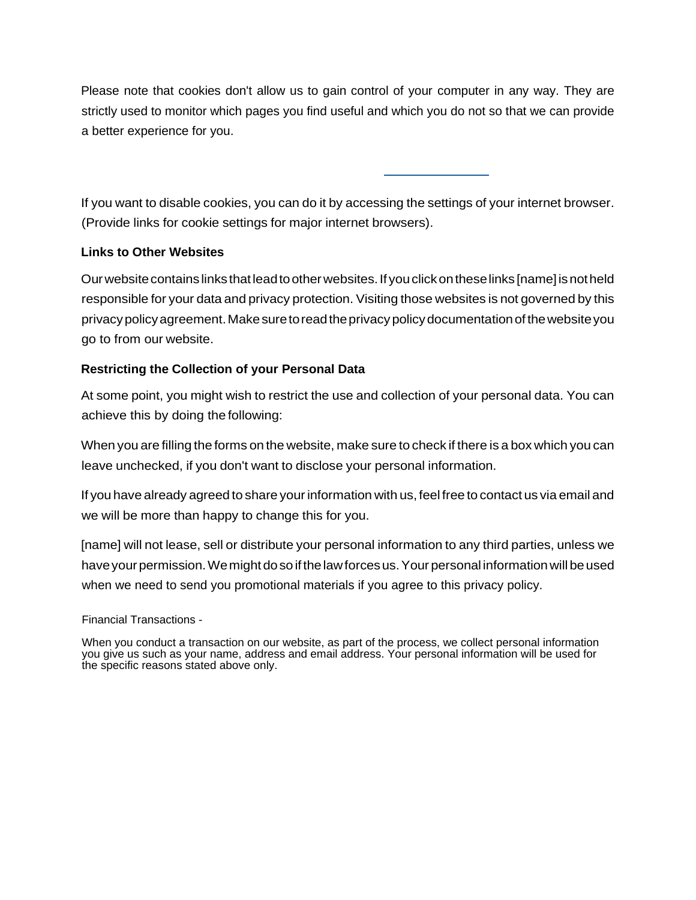Please note that cookies don't allow us to gain control of your computer in any way. They are strictly used to monitor which pages you find useful and which you do not so that we can provide a better experience for you.

If you want to disable cookies, you can do it by accessing the settings of your internet browser. (Provide links for cookie settings for major internet browsers).

**Links to Other Websites**

Our website contains links that lead to other websites. If you click on these links [name] is not held responsible for your data and privacy protection. Visiting those websites is not governed by this privacy policy agreement. Make sure to read the privacy policy documentation of the website you go to from our website.

**Restricting the Collection of your Personal Data**

At some point, you might wish to restrict the use and collection of your personal data. You can achieve this by doing the following:

When you are filling the forms on the website, make sure to check if there is a box which you can leave unchecked, if you don't want to disclose your personal information.

If you have already agreed to share your information with us, feel free to contact us via email and we will be more than happy to change this for you.

[name] will not lease, sell or distribute your personal information to any third parties, unless we have your permission. We might do so if the law forces us. Your personal information will be used when we need to send you promotional materials if you agree to this privacy policy.

Financial Transactions -

When you conduct a transaction on our website, as part of the process, we collect personal information you give us such as your name, address and email address. Your personal information will be used for the specific reasons stated above only.